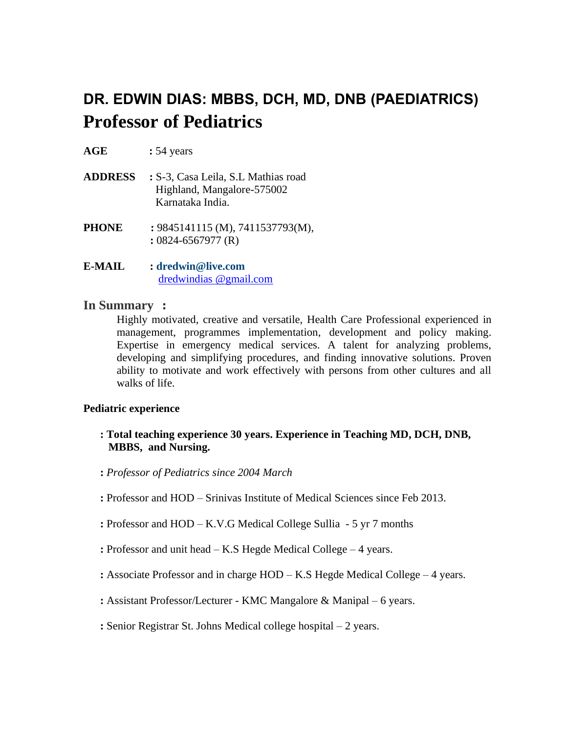# DR. EDWIN DIAS: MBBS, DCH, MD, DNB (PAEDIATRICS)
# Professor of Pediatrics

**AGE** : 54 years

**ADDRESS** : S-3, Casa Leila, S.L Mathias road
Highland, Mangalore-575002
Karnataka India.

**PHONE** : 9845141115 (M), 7411537793(M),
: 0824-6567977 (R)

**E-MAIL** : **dredwin@live.com**
dredwindias @gmail.com

## In Summary :

Highly motivated, creative and versatile, Health Care Professional experienced in management, programmes implementation, development and policy making. Expertise in emergency medical services. A talent for analyzing problems, developing and simplifying procedures, and finding innovative solutions. Proven ability to motivate and work effectively with persons from other cultures and all walks of life.

**Pediatric experience**

: **Total teaching experience 30 years. Experience in Teaching MD, DCH, DNB, MBBS, and Nursing.**

: *Professor of Pediatrics since 2004 March*

: Professor and HOD – Srinivas Institute of Medical Sciences since Feb 2013.

: Professor and HOD – K.V.G Medical College Sullia - 5 yr 7 months

: Professor and unit head – K.S Hegde Medical College – 4 years.

: Associate Professor and in charge HOD – K.S Hegde Medical College – 4 years.

: Assistant Professor/Lecturer - KMC Mangalore & Manipal – 6 years.

: Senior Registrar St. Johns Medical college hospital – 2 years.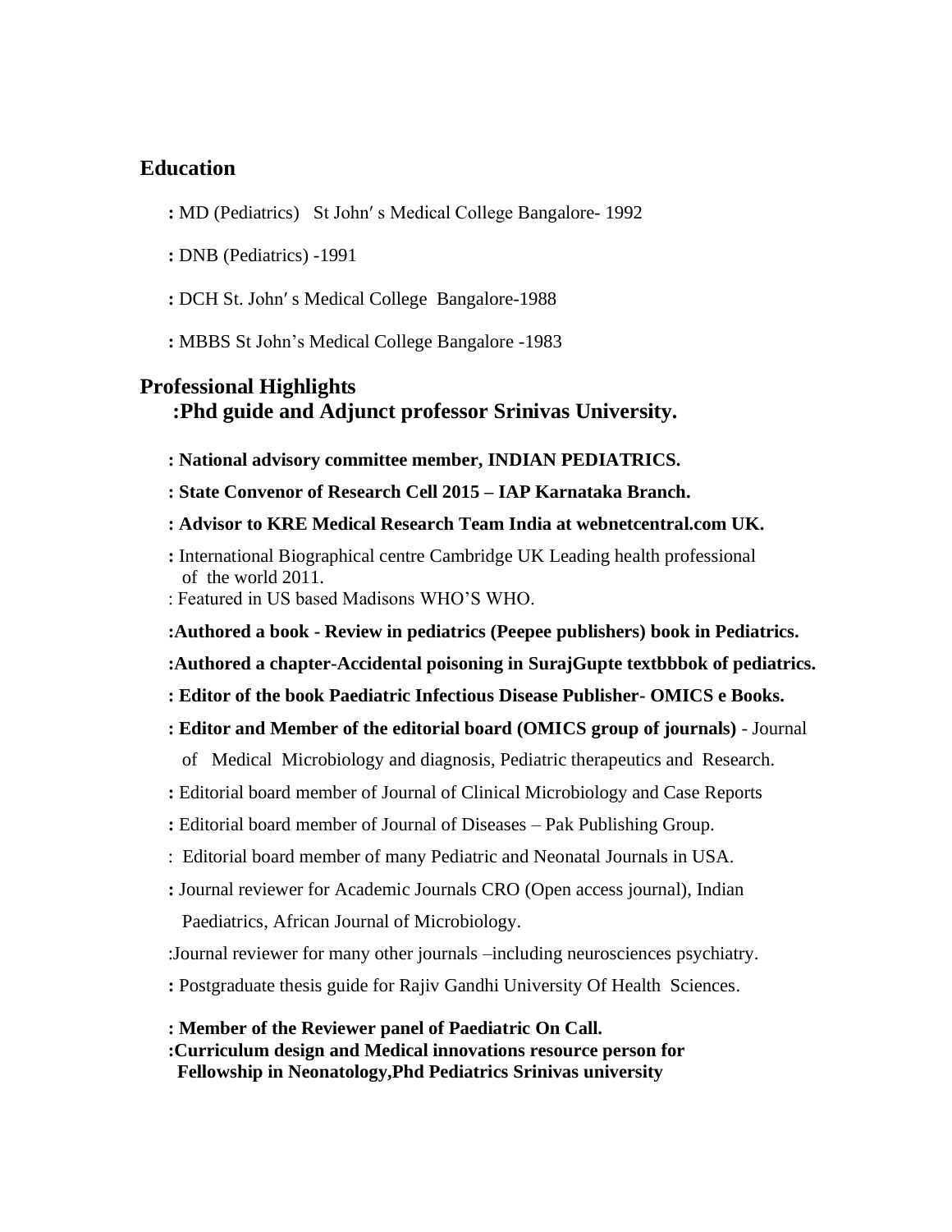## Education

: MD (Pediatrics) St John′ s Medical College Bangalore- 1992

: DNB (Pediatrics) -1991

: DCH St. John′ s Medical College Bangalore-1988

: MBBS St John's Medical College Bangalore -1983

## Professional Highlights

**:Phd guide and Adjunct professor Srinivas University.**

**: National advisory committee member, INDIAN PEDIATRICS.**

**: State Convenor of Research Cell 2015 – IAP Karnataka Branch.**

**: Advisor to KRE Medical Research Team India at webnetcentral.com UK.**

: International Biographical centre Cambridge UK Leading health professional of the world 2011.

: Featured in US based Madisons WHO'S WHO.

**:Authored a book - Review in pediatrics (Peepee publishers) book in Pediatrics.**

**:Authored a chapter-Accidental poisoning in SurajGupte textbbbok of pediatrics.**

**: Editor of the book Paediatric Infectious Disease Publisher- OMICS e Books.**

**: Editor and Member of the editorial board (OMICS group of journals)** - Journal of Medical Microbiology and diagnosis, Pediatric therapeutics and Research.

: Editorial board member of Journal of Clinical Microbiology and Case Reports

: Editorial board member of Journal of Diseases – Pak Publishing Group.

: Editorial board member of many Pediatric and Neonatal Journals in USA.

: Journal reviewer for Academic Journals CRO (Open access journal), Indian Paediatrics, African Journal of Microbiology.

:Journal reviewer for many other journals –including neurosciences psychiatry.

: Postgraduate thesis guide for Rajiv Gandhi University Of Health Sciences.

**: Member of the Reviewer panel of Paediatric On Call.**

**:Curriculum design and Medical innovations resource person for Fellowship in Neonatology,Phd Pediatrics Srinivas university**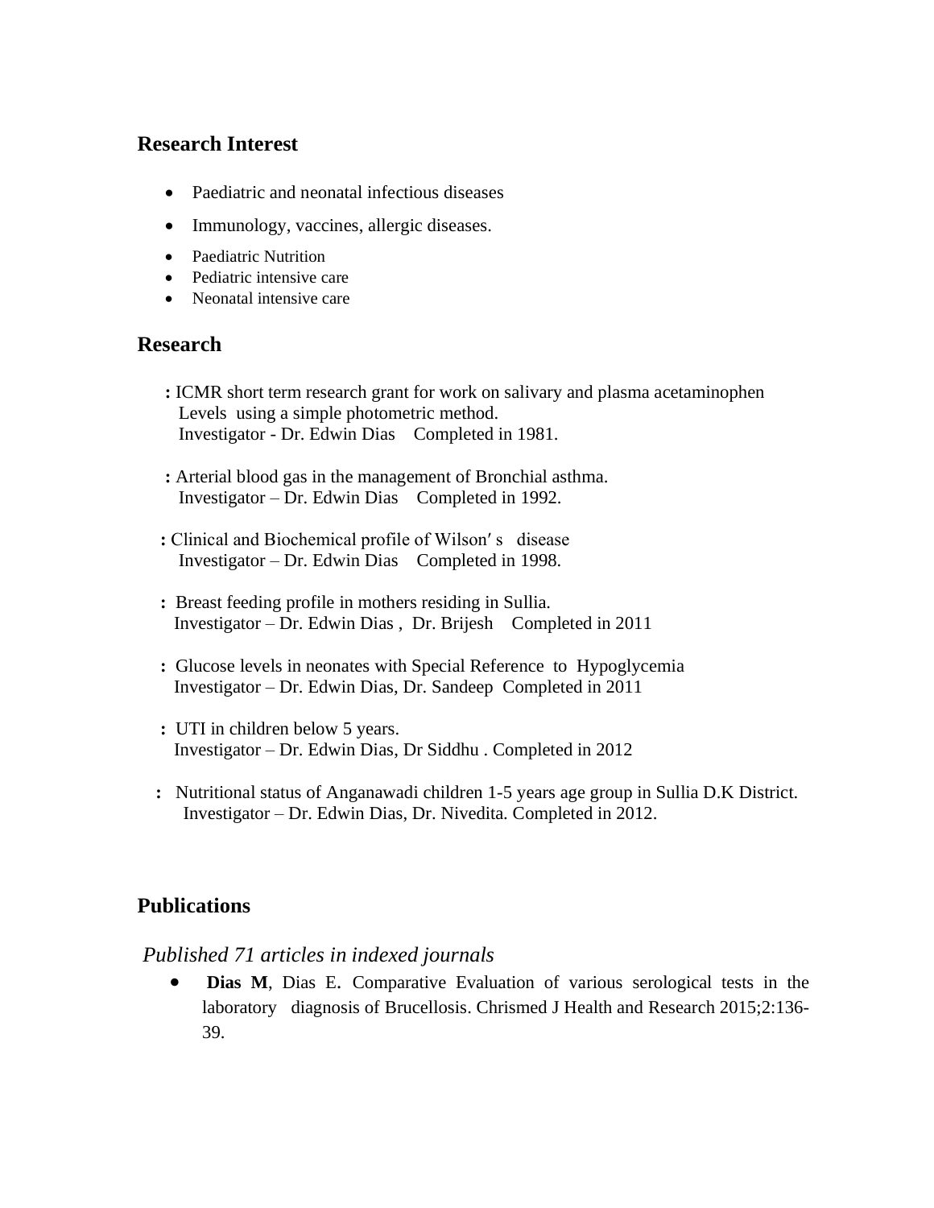## Research Interest

- Paediatric and neonatal infectious diseases
- Immunology, vaccines, allergic diseases.
- Paediatric Nutrition
- Pediatric intensive care
- Neonatal intensive care

## Research

**:** ICMR short term research grant for work on salivary and plasma acetaminophen Levels using a simple photometric method.
Investigator - Dr. Edwin Dias Completed in 1981.

**:** Arterial blood gas in the management of Bronchial asthma.
Investigator – Dr. Edwin Dias Completed in 1992.

**:** Clinical and Biochemical profile of Wilson′ s disease
Investigator – Dr. Edwin Dias Completed in 1998.

**:** Breast feeding profile in mothers residing in Sullia.
Investigator – Dr. Edwin Dias , Dr. Brijesh Completed in 2011

**:** Glucose levels in neonates with Special Reference to Hypoglycemia
Investigator – Dr. Edwin Dias, Dr. Sandeep Completed in 2011

**:** UTI in children below 5 years.
Investigator – Dr. Edwin Dias, Dr Siddhu . Completed in 2012

**:** Nutritional status of Anganawadi children 1-5 years age group in Sullia D.K District.
Investigator – Dr. Edwin Dias, Dr. Nivedita. Completed in 2012.

## Publications

*Published 71 articles in indexed journals*

- **Dias M**, Dias E. Comparative Evaluation of various serological tests in the laboratory diagnosis of Brucellosis. Chrismed J Health and Research 2015;2:136-39.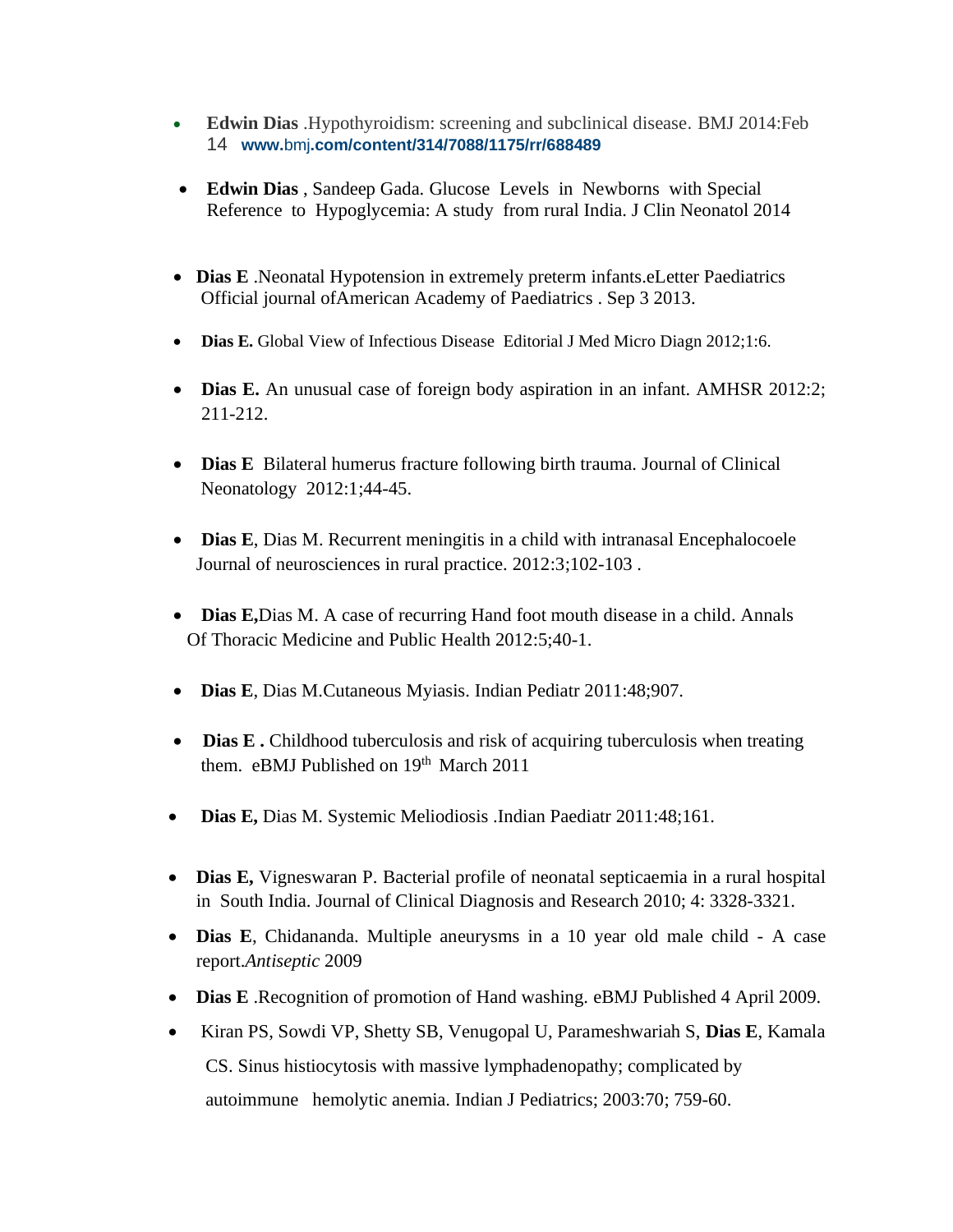- **Edwin Dias** .Hypothyroidism: screening and subclinical disease. BMJ 2014:Feb 14 **www.bmj.com/content/314/7088/1175/rr/688489**
- **Edwin Dias** , Sandeep Gada. Glucose Levels in Newborns with Special Reference to Hypoglycemia: A study from rural India. J Clin Neonatol 2014
- **Dias E** .Neonatal Hypotension in extremely preterm infants.eLetter Paediatrics Official journal ofAmerican Academy of Paediatrics . Sep 3 2013.
- **Dias E.** Global View of Infectious Disease Editorial J Med Micro Diagn 2012;1:6.
- **Dias E.** An unusual case of foreign body aspiration in an infant. AMHSR 2012:2; 211-212.
- **Dias E** Bilateral humerus fracture following birth trauma. Journal of Clinical Neonatology 2012:1;44-45.
- **Dias E**, Dias M. Recurrent meningitis in a child with intranasal Encephalocoele Journal of neurosciences in rural practice. 2012:3;102-103 .
- **Dias E,**Dias M. A case of recurring Hand foot mouth disease in a child. Annals Of Thoracic Medicine and Public Health 2012:5;40-1.
- **Dias E**, Dias M.Cutaneous Myiasis. Indian Pediatr 2011:48;907.
- **Dias E .** Childhood tuberculosis and risk of acquiring tuberculosis when treating them. eBMJ Published on 19th March 2011
- **Dias E,** Dias M. Systemic Meliodiosis .Indian Paediatr 2011:48;161.
- **Dias E,** Vigneswaran P. Bacterial profile of neonatal septicaemia in a rural hospital in South India. Journal of Clinical Diagnosis and Research 2010; 4: 3328-3321.
- **Dias E**, Chidananda. Multiple aneurysms in a 10 year old male child - A case report.*Antiseptic* 2009
- **Dias E** .Recognition of promotion of Hand washing. eBMJ Published 4 April 2009.
- Kiran PS, Sowdi VP, Shetty SB, Venugopal U, Parameshwariah S, **Dias E**, Kamala CS. Sinus histiocytosis with massive lymphadenopathy; complicated by autoimmune hemolytic anemia. Indian J Pediatrics; 2003:70; 759-60.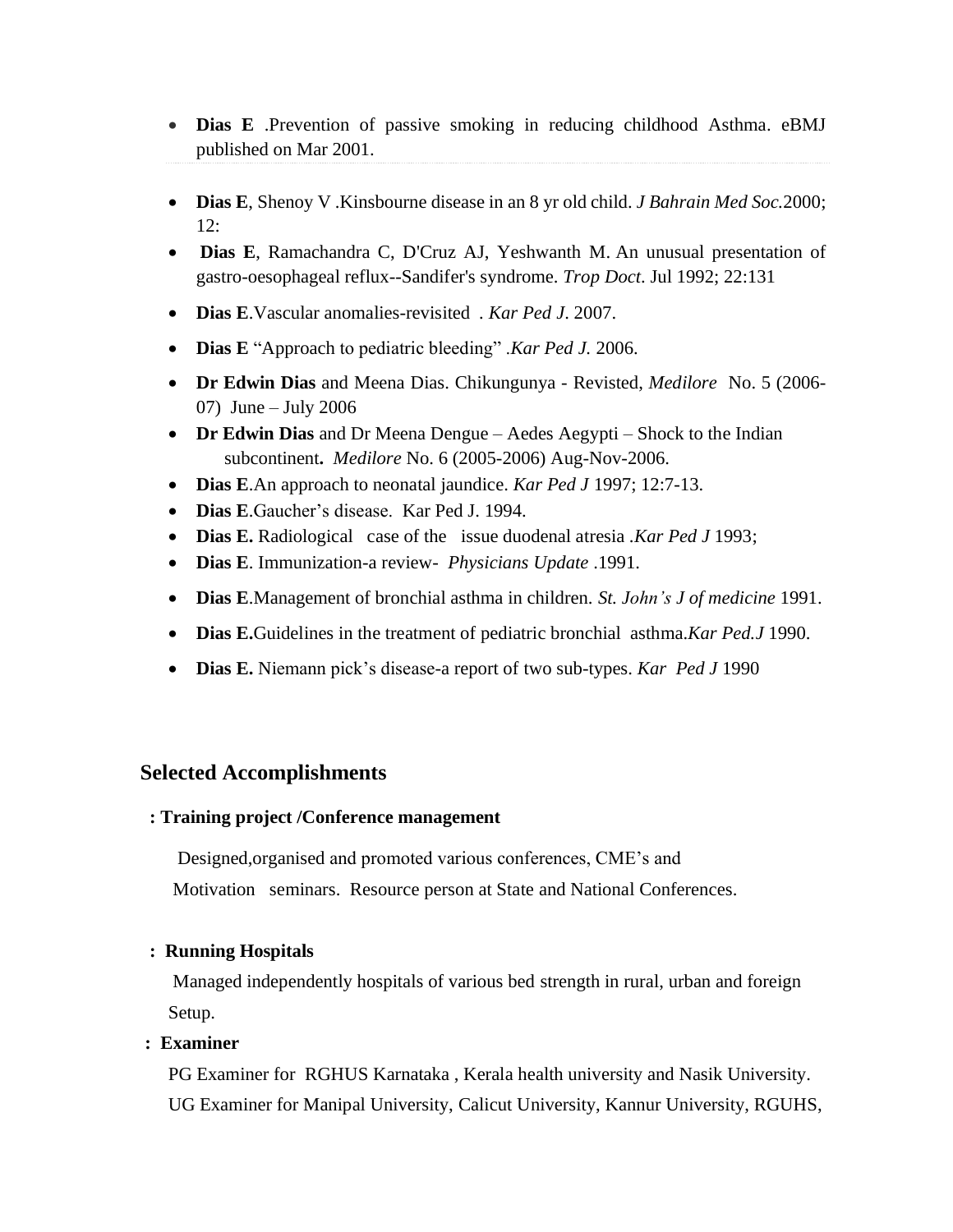- **Dias E** .Prevention of passive smoking in reducing childhood Asthma. eBMJ published on Mar 2001.

- **Dias E**, Shenoy V .Kinsbourne disease in an 8 yr old child. *J Bahrain Med Soc.*2000; 12:
- **Dias E**, Ramachandra C, D'Cruz AJ, Yeshwanth M. An unusual presentation of gastro-oesophageal reflux--Sandifer's syndrome. *Trop Doct*. Jul 1992; 22:131
- **Dias E**.Vascular anomalies-revisited . *Kar Ped J*. 2007.
- **Dias E** "Approach to pediatric bleeding" .*Kar Ped J.* 2006.
- **Dr Edwin Dias** and Meena Dias. Chikungunya - Revisted, *Medilore* No. 5 (2006-07) June – July 2006
- **Dr Edwin Dias** and Dr Meena Dengue – Aedes Aegypti – Shock to the Indian subcontinent**.** *Medilore* No. 6 (2005-2006) Aug-Nov-2006.
- **Dias E**.An approach to neonatal jaundice. *Kar Ped J* 1997; 12:7-13.
- **Dias E**.Gaucher's disease. Kar Ped J. 1994.
- **Dias E.** Radiological case of the issue duodenal atresia .*Kar Ped J* 1993;
- **Dias E**. Immunization-a review- *Physicians Update* .1991.
- **Dias E**.Management of bronchial asthma in children. *St. John's J of medicine* 1991.
- **Dias E.**Guidelines in the treatment of pediatric bronchial asthma.*Kar Ped.J* 1990.
- **Dias E.** Niemann pick's disease-a report of two sub-types. *Kar Ped J* 1990

## Selected Accomplishments

**: Training project /Conference management**

Designed,organised and promoted various conferences, CME's and Motivation seminars. Resource person at State and National Conferences.

**: Running Hospitals**

Managed independently hospitals of various bed strength in rural, urban and foreign Setup.

**: Examiner**

PG Examiner for RGHUS Karnataka , Kerala health university and Nasik University.
UG Examiner for Manipal University, Calicut University, Kannur University, RGUHS,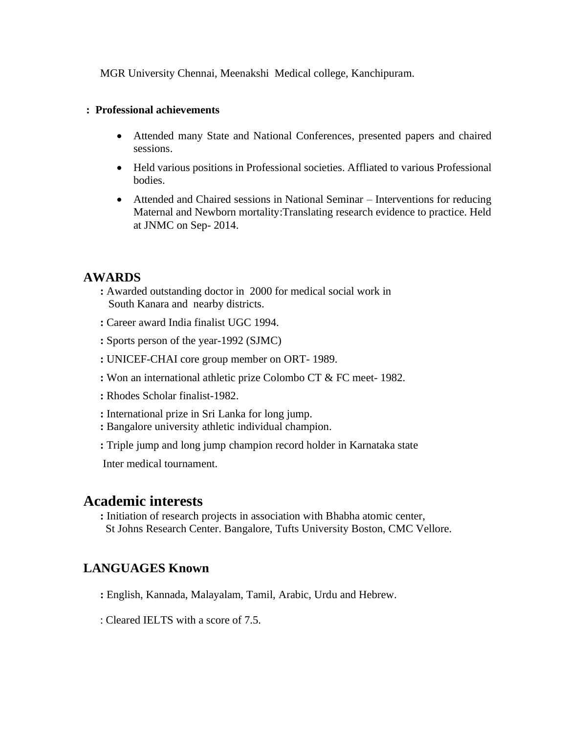MGR University Chennai, Meenakshi Medical college, Kanchipuram.

**: Professional achievements**

- Attended many State and National Conferences, presented papers and chaired sessions.
- Held various positions in Professional societies. Affliated to various Professional bodies.
- Attended and Chaired sessions in National Seminar – Interventions for reducing Maternal and Newborn mortality:Translating research evidence to practice. Held at JNMC on Sep- 2014.

## AWARDS

**:** Awarded outstanding doctor in 2000 for medical social work in South Kanara and nearby districts.

**:** Career award India finalist UGC 1994.

**:** Sports person of the year-1992 (SJMC)

**:** UNICEF-CHAI core group member on ORT- 1989.

**:** Won an international athletic prize Colombo CT & FC meet- 1982.

**:** Rhodes Scholar finalist-1982.

**:** International prize in Sri Lanka for long jump.

**:** Bangalore university athletic individual champion.

**:** Triple jump and long jump champion record holder in Karnataka state Inter medical tournament.

## Academic interests

**:** Initiation of research projects in association with Bhabha atomic center, St Johns Research Center. Bangalore, Tufts University Boston, CMC Vellore.

## LANGUAGES Known

**:** English, Kannada, Malayalam, Tamil, Arabic, Urdu and Hebrew.

: Cleared IELTS with a score of 7.5.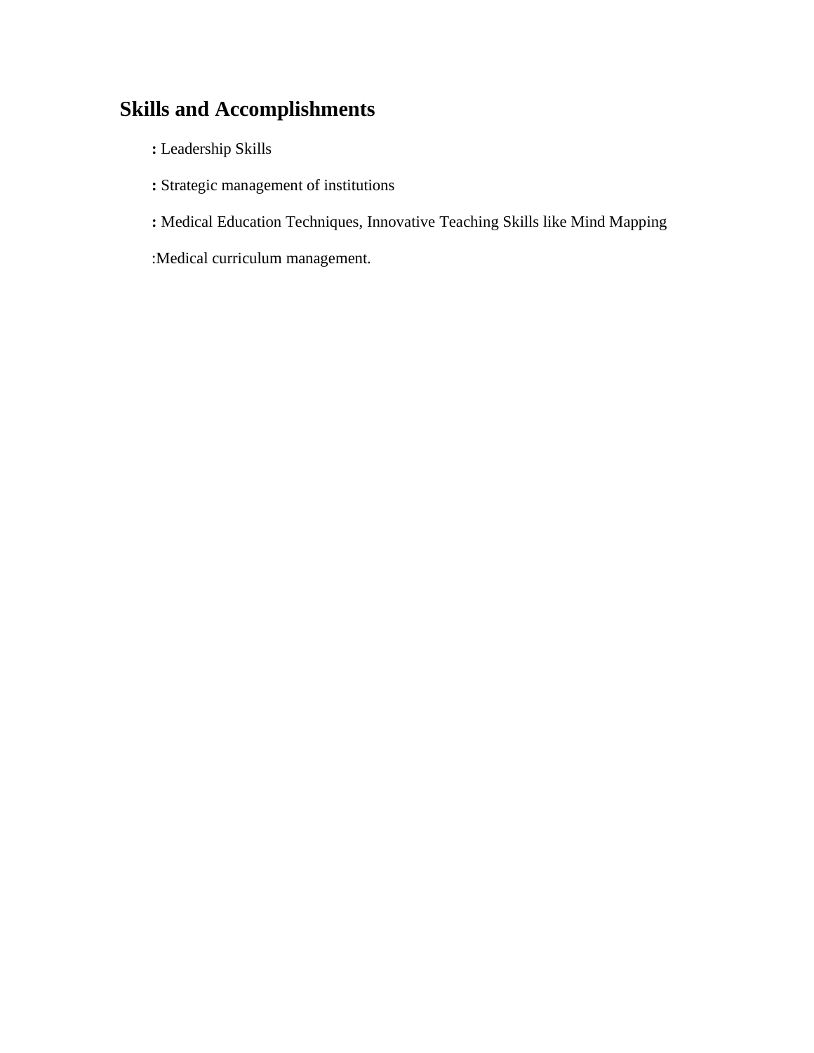## Skills and Accomplishments

**:** Leadership Skills

**:** Strategic management of institutions

**:** Medical Education Techniques, Innovative Teaching Skills like Mind Mapping

:Medical curriculum management.